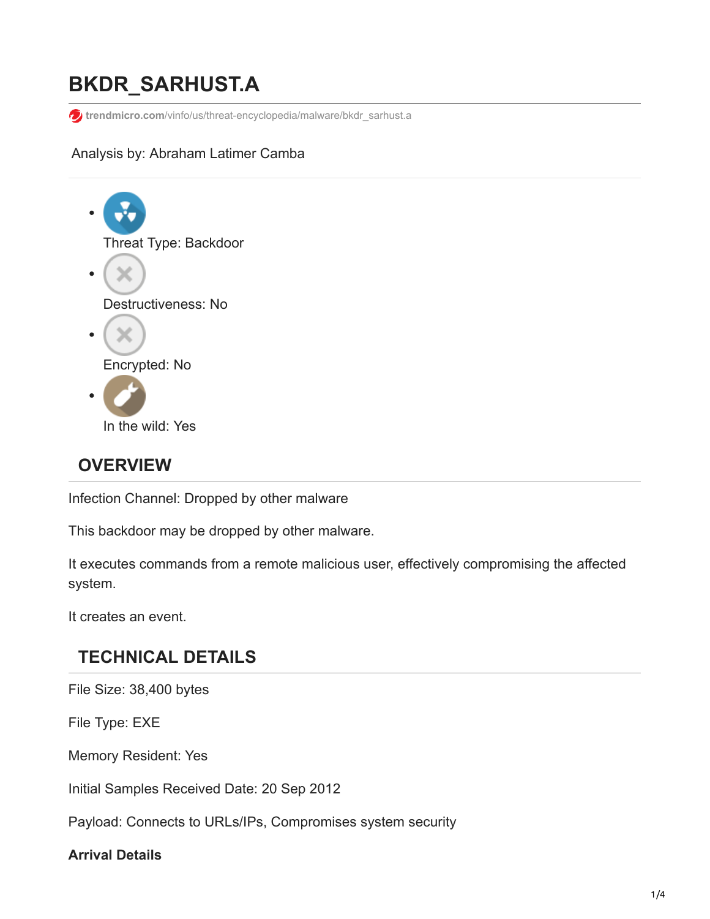# BKDR_SARHUST.A

trendmicro.com/vinfo/us/threat-encyclopedia/malware/bkdr_sarhust.a

Analysis by: Abraham Latimer Camba

- Threat Type: Backdoor
- Destructiveness: No
- Encrypted: No
- In the wild: Yes

## OVERVIEW

Infection Channel: Dropped by other malware

This backdoor may be dropped by other malware.

It executes commands from a remote malicious user, effectively compromising the affected system.

It creates an event.

## TECHNICAL DETAILS

File Size: 38,400 bytes

File Type: EXE

Memory Resident: Yes

Initial Samples Received Date: 20 Sep 2012

Payload: Connects to URLs/IPs, Compromises system security

**Arrival Details**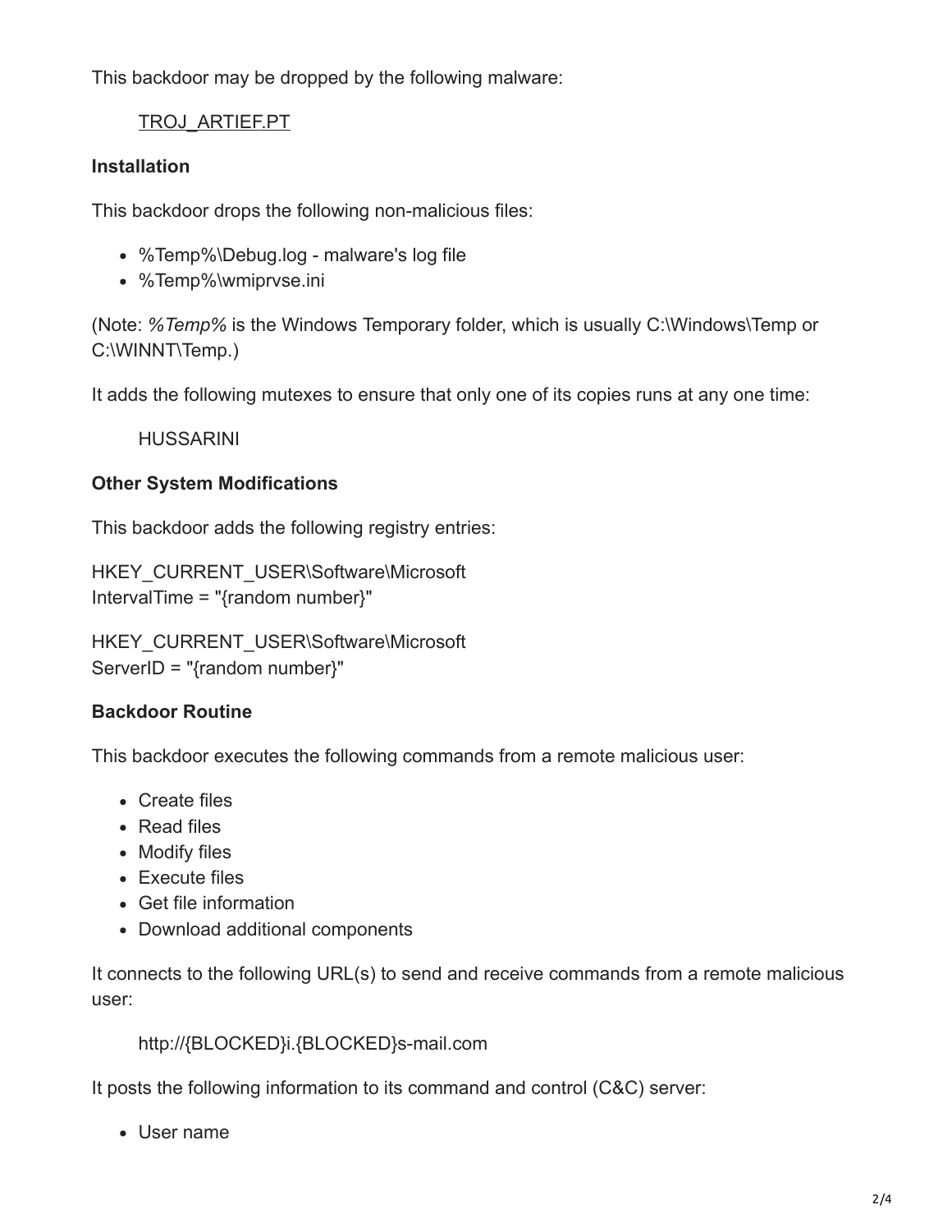This backdoor may be dropped by the following malware:

TROJ_ARTIEF.PT

**Installation**

This backdoor drops the following non-malicious files:

- %Temp%\Debug.log - malware's log file
- %Temp%\wmiprvse.ini

(Note: *%Temp%* is the Windows Temporary folder, which is usually C:\Windows\Temp or C:\WINNT\Temp.)

It adds the following mutexes to ensure that only one of its copies runs at any one time:

HUSSARINI

**Other System Modifications**

This backdoor adds the following registry entries:

HKEY_CURRENT_USER\Software\Microsoft
IntervalTime = "{random number}"

HKEY_CURRENT_USER\Software\Microsoft
ServerID = "{random number}"

**Backdoor Routine**

This backdoor executes the following commands from a remote malicious user:

- Create files
- Read files
- Modify files
- Execute files
- Get file information
- Download additional components

It connects to the following URL(s) to send and receive commands from a remote malicious user:

http://{BLOCKED}i.{BLOCKED}s-mail.com

It posts the following information to its command and control (C&C) server:

- User name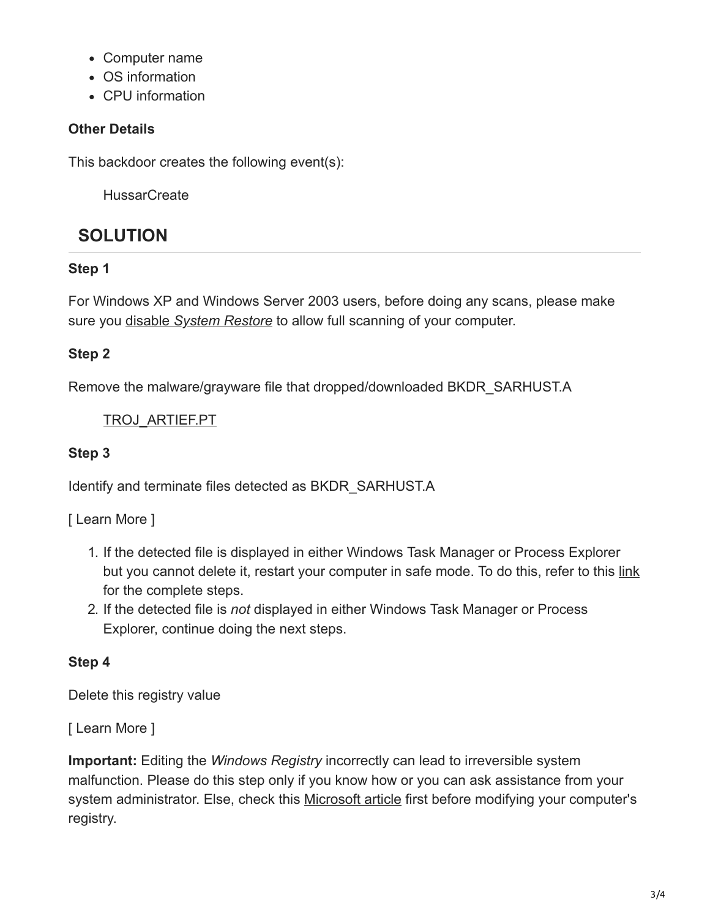- Computer name
- OS information
- CPU information

**Other Details**

This backdoor creates the following event(s):

HussarCreate

## SOLUTION

**Step 1**

For Windows XP and Windows Server 2003 users, before doing any scans, please make sure you disable *System Restore* to allow full scanning of your computer.

**Step 2**

Remove the malware/grayware file that dropped/downloaded BKDR_SARHUST.A

TROJ_ARTIEF.PT

**Step 3**

Identify and terminate files detected as BKDR_SARHUST.A

[ Learn More ]

1. If the detected file is displayed in either Windows Task Manager or Process Explorer but you cannot delete it, restart your computer in safe mode. To do this, refer to this link for the complete steps.
2. If the detected file is *not* displayed in either Windows Task Manager or Process Explorer, continue doing the next steps.

**Step 4**

Delete this registry value

[ Learn More ]

**Important:** Editing the *Windows Registry* incorrectly can lead to irreversible system malfunction. Please do this step only if you know how or you can ask assistance from your system administrator. Else, check this Microsoft article first before modifying your computer's registry.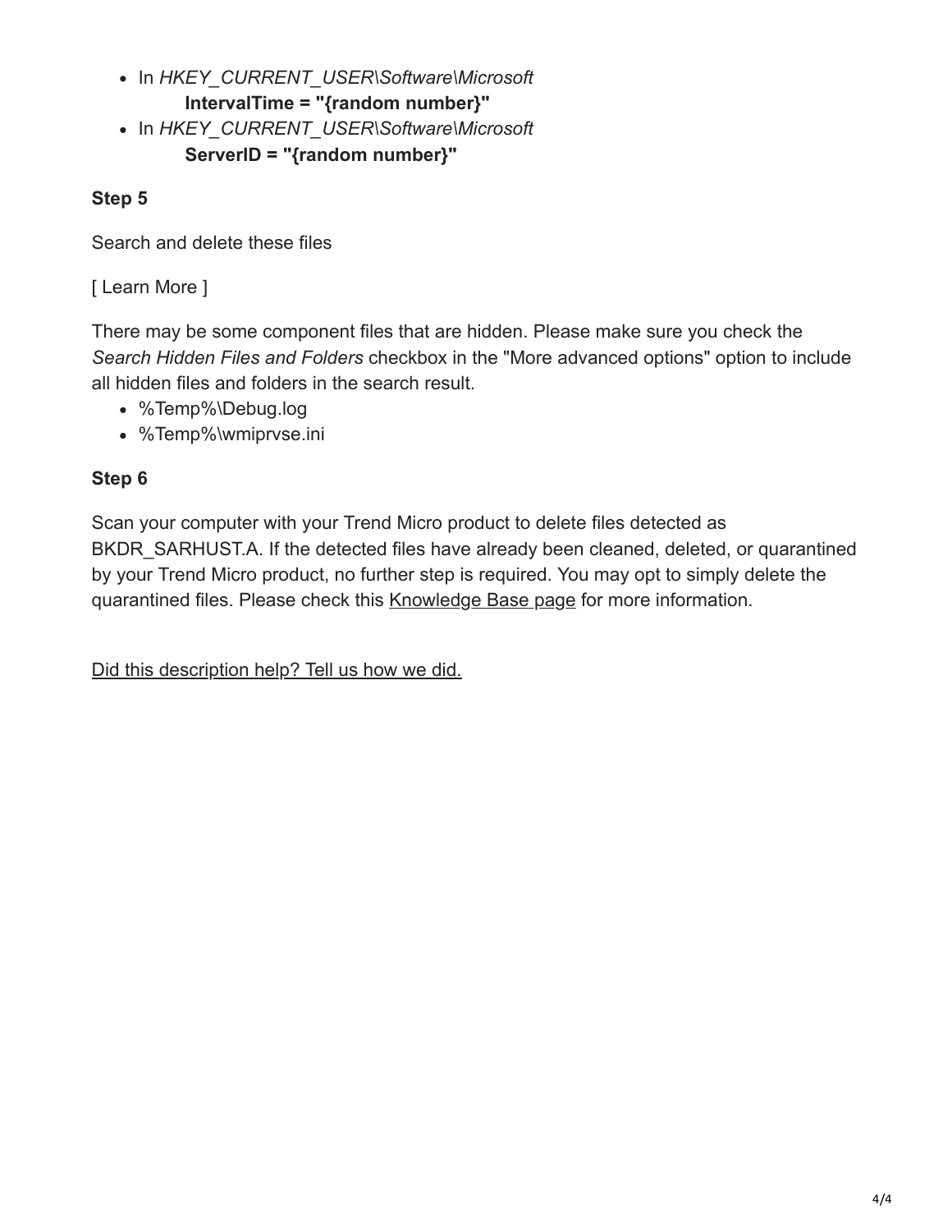- In *HKEY_CURRENT_USER\Software\Microsoft*
  **IntervalTime = "{random number}"**
- In *HKEY_CURRENT_USER\Software\Microsoft*
  **ServerID = "{random number}"**

**Step 5**

Search and delete these files

[ Learn More ]

There may be some component files that are hidden. Please make sure you check the *Search Hidden Files and Folders* checkbox in the "More advanced options" option to include all hidden files and folders in the search result.

- %Temp%\Debug.log
- %Temp%\wmiprvse.ini

**Step 6**

Scan your computer with your Trend Micro product to delete files detected as BKDR_SARHUST.A. If the detected files have already been cleaned, deleted, or quarantined by your Trend Micro product, no further step is required. You may opt to simply delete the quarantined files. Please check this Knowledge Base page for more information.

Did this description help? Tell us how we did.